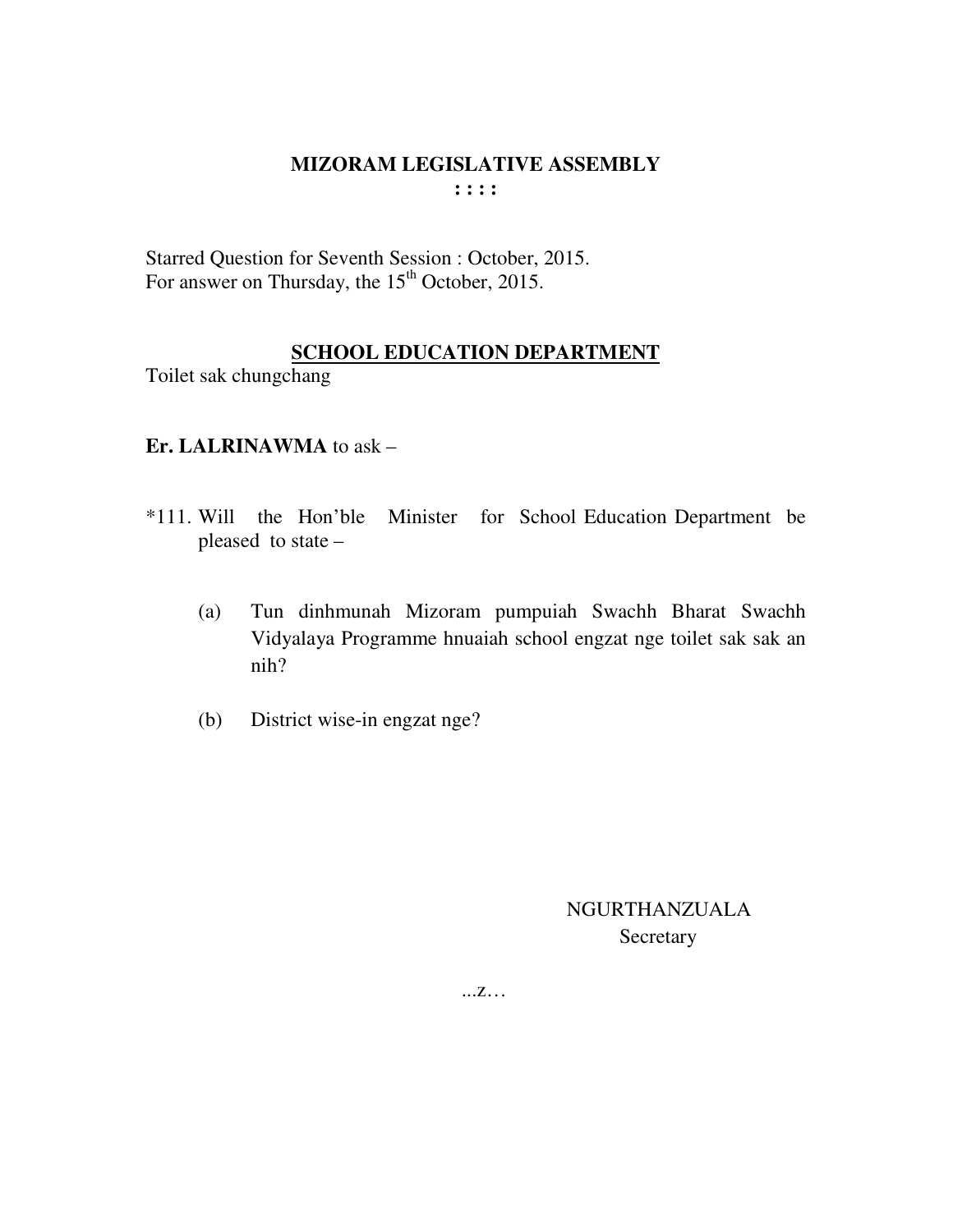# MIZORAM LEGISLATIVE ASSEMBLY

**: : : :**

Starred Question for Seventh Session : October, 2015.
For answer on Thursday, the 15th October, 2015.

## SCHOOL EDUCATION DEPARTMENT

Toilet sak chungchang

**Er. LALRINAWMA** to ask –

*111. Will the Hon'ble Minister for School Education Department be pleased to state –

(a) Tun dinhmunah Mizoram pumpuiah Swachh Bharat Swachh Vidyalaya Programme hnuaiah school engzat nge toilet sak sak an nih?

(b) District wise-in engzat nge?

NGURTHANZUALA
Secretary

...z…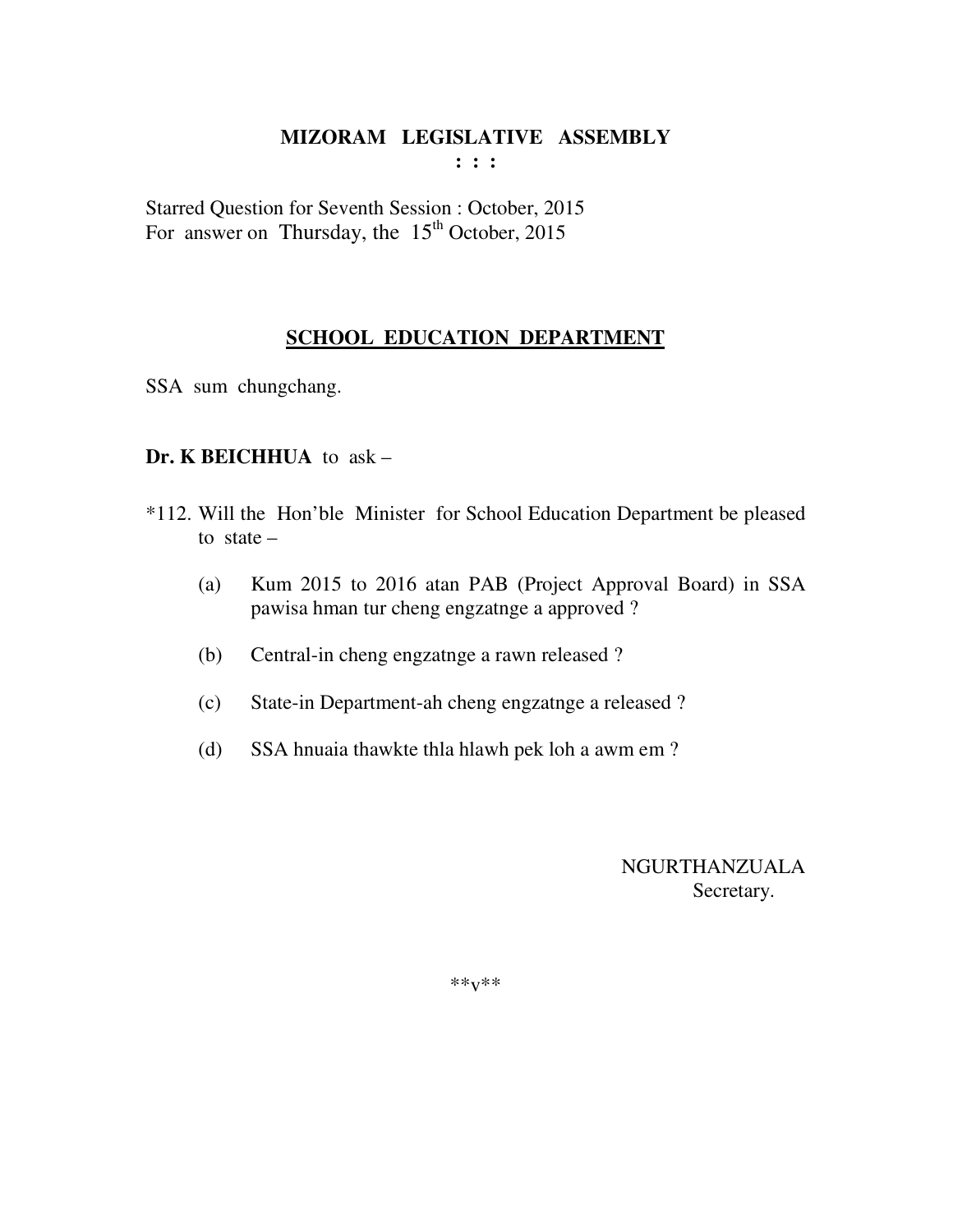# MIZORAM LEGISLATIVE ASSEMBLY

: : :

Starred Question for Seventh Session : October, 2015
For answer on Thursday, the 15th October, 2015

## SCHOOL EDUCATION DEPARTMENT

SSA sum chungchang.

**Dr. K BEICHHUA** to ask –

*112. Will the Hon'ble Minister for School Education Department be pleased to state –

(a) Kum 2015 to 2016 atan PAB (Project Approval Board) in SSA pawisa hman tur cheng engzatnge a approved ?

(b) Central-in cheng engzatnge a rawn released ?

(c) State-in Department-ah cheng engzatnge a released ?

(d) SSA hnuaia thawkte thla hlawh pek loh a awm em ?

NGURTHANZUALA
Secretary.

**v**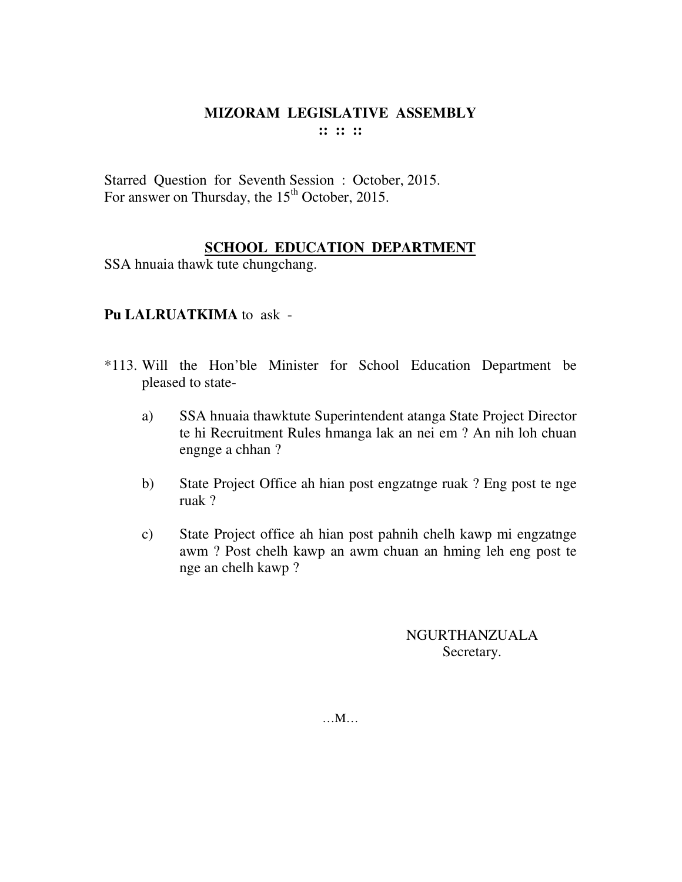# MIZORAM LEGISLATIVE ASSEMBLY

:: :: ::

Starred Question for Seventh Session : October, 2015.
For answer on Thursday, the 15th October, 2015.

## SCHOOL EDUCATION DEPARTMENT

SSA hnuaia thawk tute chungchang.

**Pu LALRUATKIMA** to ask -

*113. Will the Hon'ble Minister for School Education Department be pleased to state-

a) SSA hnuaia thawktute Superintendent atanga State Project Director te hi Recruitment Rules hmanga lak an nei em ? An nih loh chuan engnge a chhan ?

b) State Project Office ah hian post engzatnge ruak ? Eng post te nge ruak ?

c) State Project office ah hian post pahnih chelh kawp mi engzatnge awm ? Post chelh kawp an awm chuan an hming leh eng post te nge an chelh kawp ?

NGURTHANZUALA
Secretary.

…M…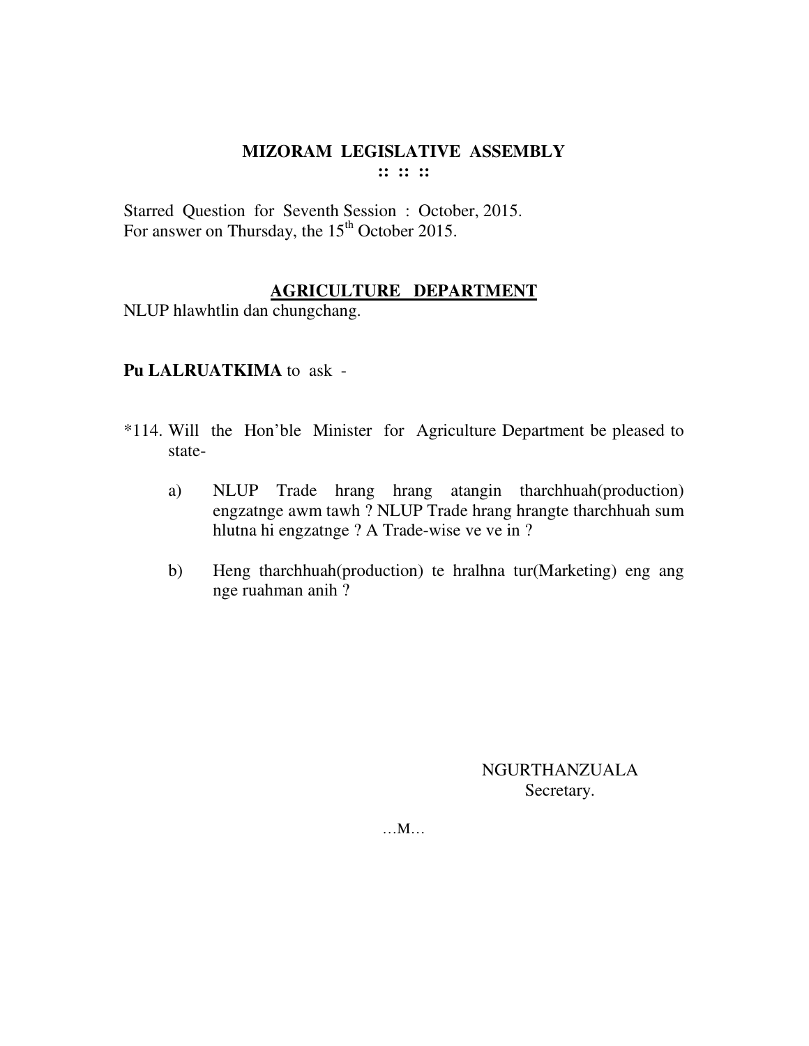# MIZORAM LEGISLATIVE ASSEMBLY

:: :: ::

Starred Question for Seventh Session : October, 2015.
For answer on Thursday, the 15th October 2015.

## AGRICULTURE DEPARTMENT

NLUP hlawhtlin dan chungchang.

**Pu LALRUATKIMA** to ask -

*114. Will the Hon'ble Minister for Agriculture Department be pleased to state-

a) NLUP Trade hrang hrang atangin tharchhuah(production) engzatnge awm tawh ? NLUP Trade hrang hrangte tharchhuah sum hlutna hi engzatnge ? A Trade-wise ve ve in ?

b) Heng tharchhuah(production) te hralhna tur(Marketing) eng ang nge ruahman anih ?

NGURTHANZUALA
Secretary.

…M…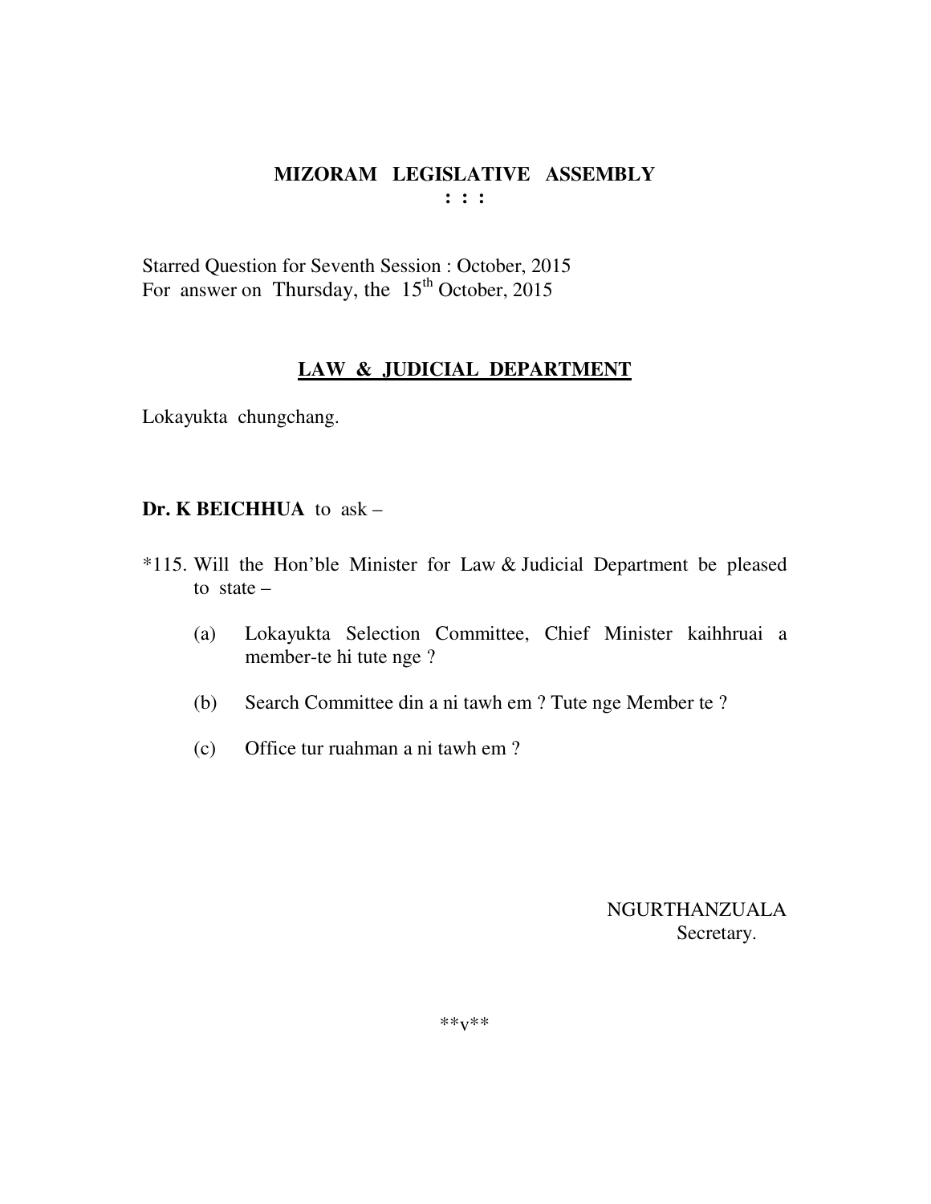# MIZORAM LEGISLATIVE ASSEMBLY

: : :

Starred Question for Seventh Session : October, 2015
For answer on Thursday, the 15th October, 2015

## LAW & JUDICIAL DEPARTMENT

Lokayukta chungchang.

**Dr. K BEICHHUA** to ask –

*115. Will the Hon'ble Minister for Law & Judicial Department be pleased to state –

(a) Lokayukta Selection Committee, Chief Minister kaihhruai a member-te hi tute nge ?

(b) Search Committee din a ni tawh em ? Tute nge Member te ?

(c) Office tur ruahman a ni tawh em ?

NGURTHANZUALA
Secretary.

**v**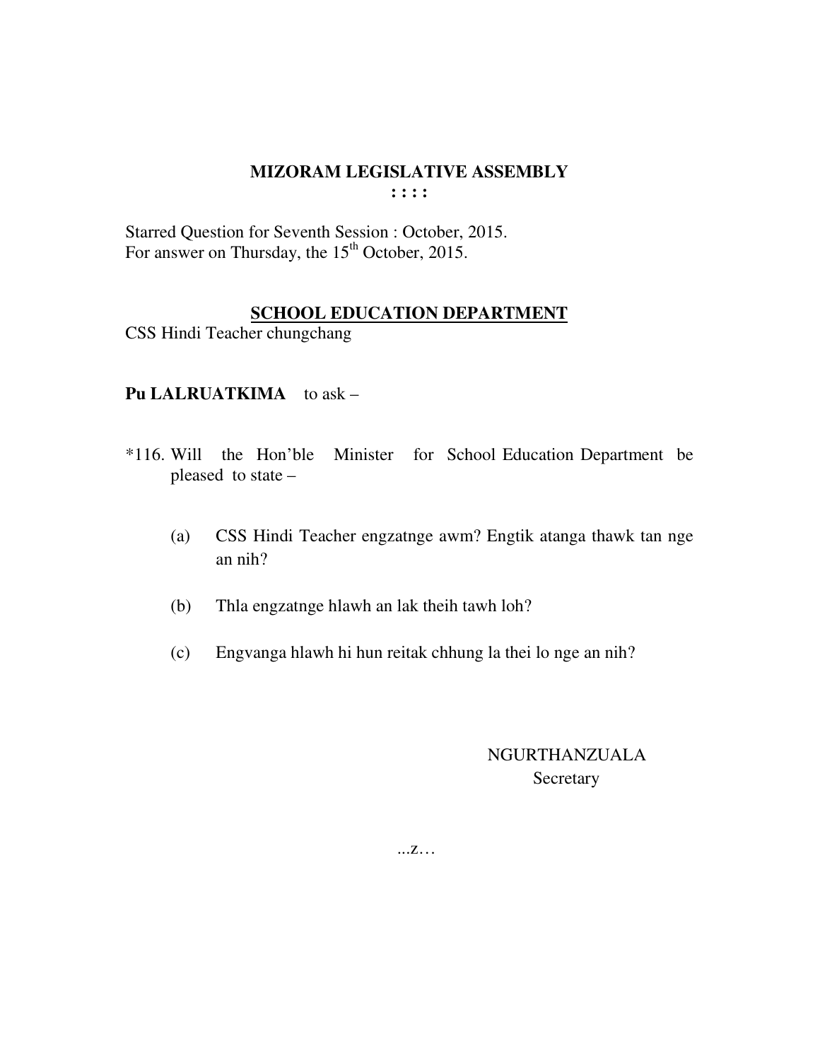# MIZORAM LEGISLATIVE ASSEMBLY

**: : : :**

Starred Question for Seventh Session : October, 2015.
For answer on Thursday, the 15th October, 2015.

## SCHOOL EDUCATION DEPARTMENT

CSS Hindi Teacher chungchang

**Pu LALRUATKIMA** to ask –

*116. Will the Hon'ble Minister for School Education Department be pleased to state –

(a) CSS Hindi Teacher engzatnge awm? Engtik atanga thawk tan nge an nih?

(b) Thla engzatnge hlawh an lak theih tawh loh?

(c) Engvanga hlawh hi hun reitak chhung la thei lo nge an nih?

NGURTHANZUALA
Secretary

...z…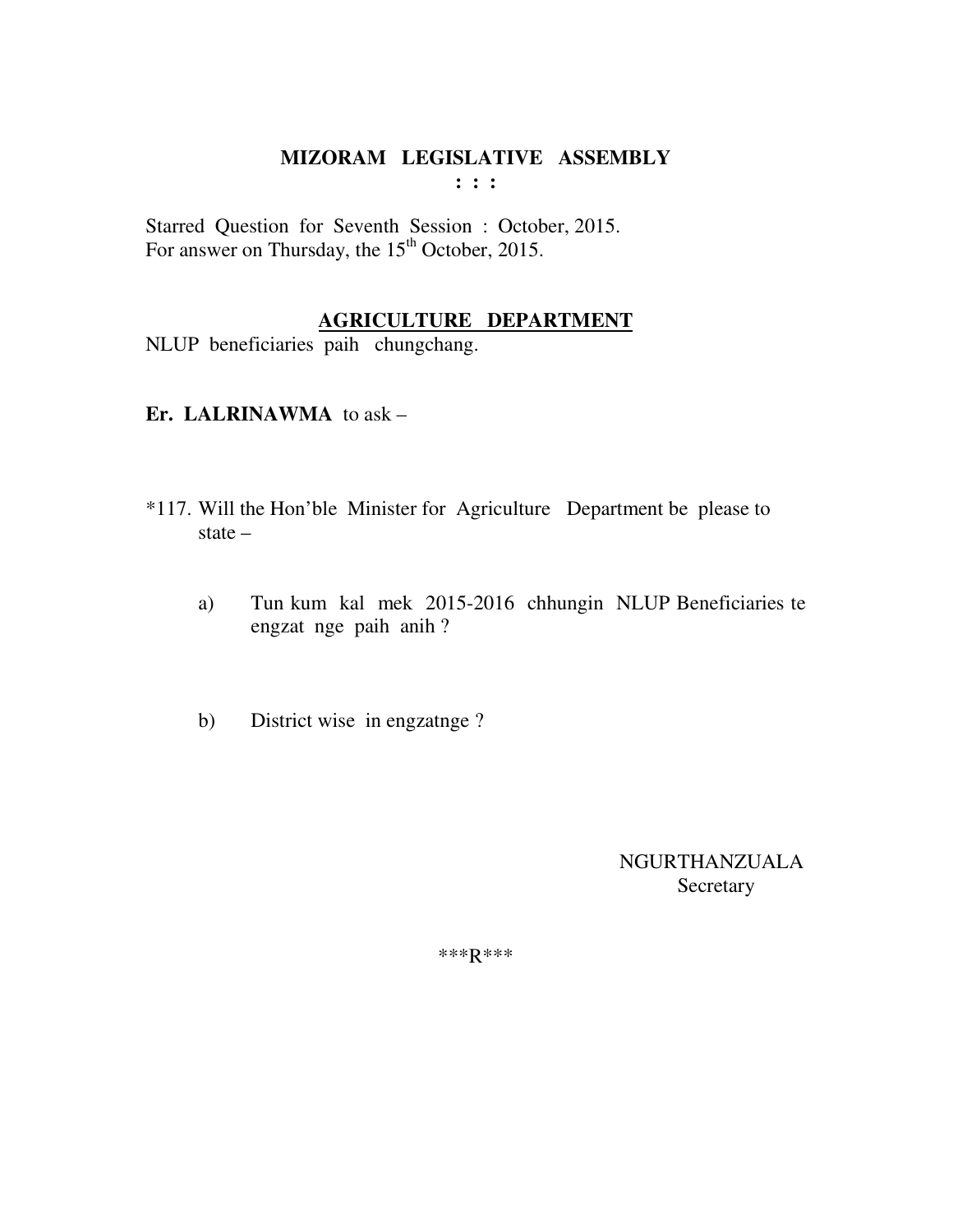# MIZORAM LEGISLATIVE ASSEMBLY

**: : :**

Starred Question for Seventh Session : October, 2015.
For answer on Thursday, the 15th October, 2015.

## AGRICULTURE DEPARTMENT

NLUP beneficiaries paih chungchang.

**Er. LALRINAWMA** to ask –

*117. Will the Hon'ble Minister for Agriculture Department be please to state –

a) Tun kum kal mek 2015-2016 chhungin NLUP Beneficiaries te engzat nge paih anih ?

b) District wise in engzatnge ?

NGURTHANZUALA
Secretary

***R***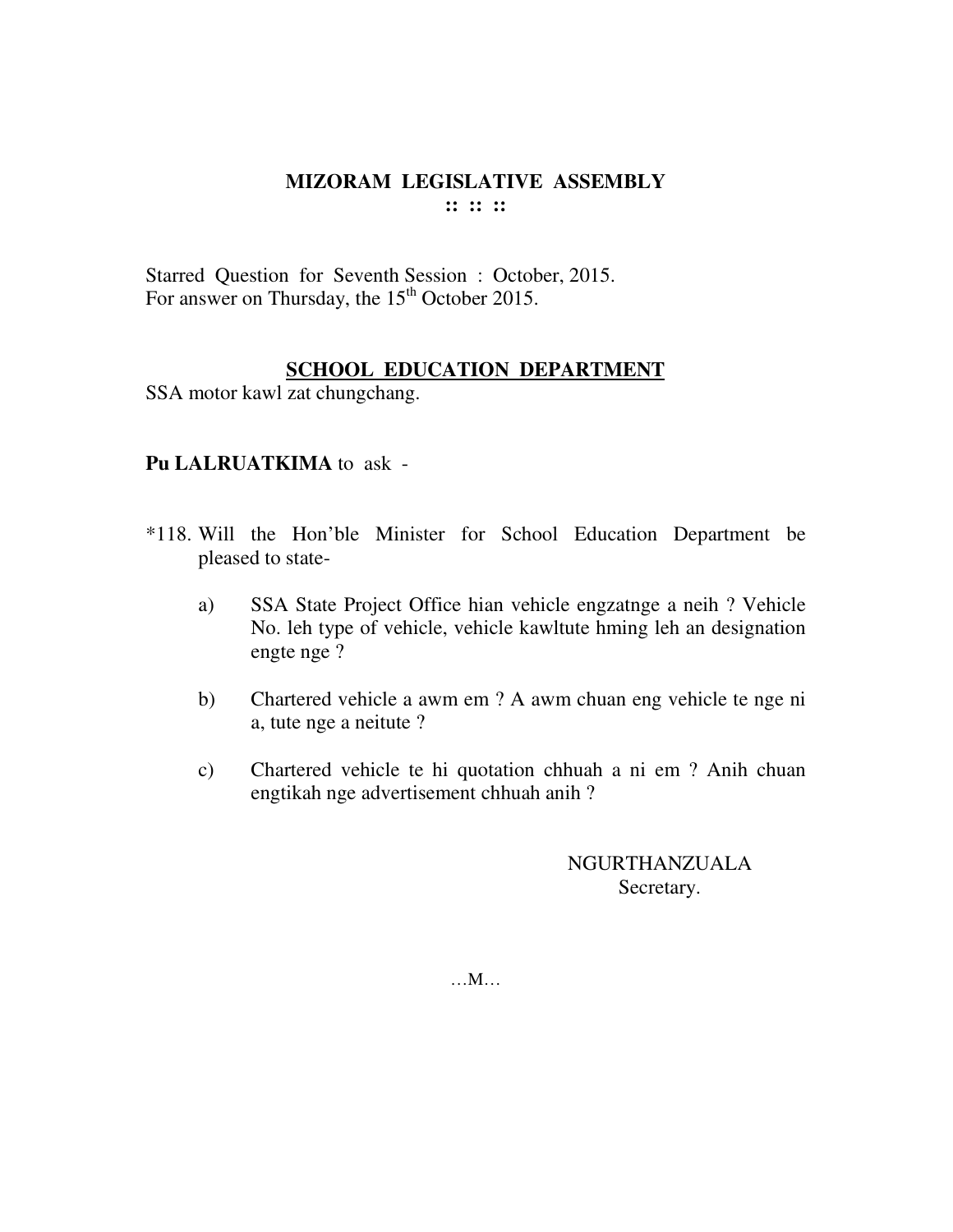# MIZORAM LEGISLATIVE ASSEMBLY

:: :: ::

Starred Question for Seventh Session : October, 2015.
For answer on Thursday, the 15th October 2015.

## SCHOOL EDUCATION DEPARTMENT

SSA motor kawl zat chungchang.

**Pu LALRUATKIMA** to ask -

*118. Will the Hon'ble Minister for School Education Department be pleased to state-

a) SSA State Project Office hian vehicle engzatnge a neih ? Vehicle No. leh type of vehicle, vehicle kawltute hming leh an designation engte nge ?

b) Chartered vehicle a awm em ? A awm chuan eng vehicle te nge ni a, tute nge a neitute ?

c) Chartered vehicle te hi quotation chhuah a ni em ? Anih chuan engtikah nge advertisement chhuah anih ?

NGURTHANZUALA
Secretary.

…M…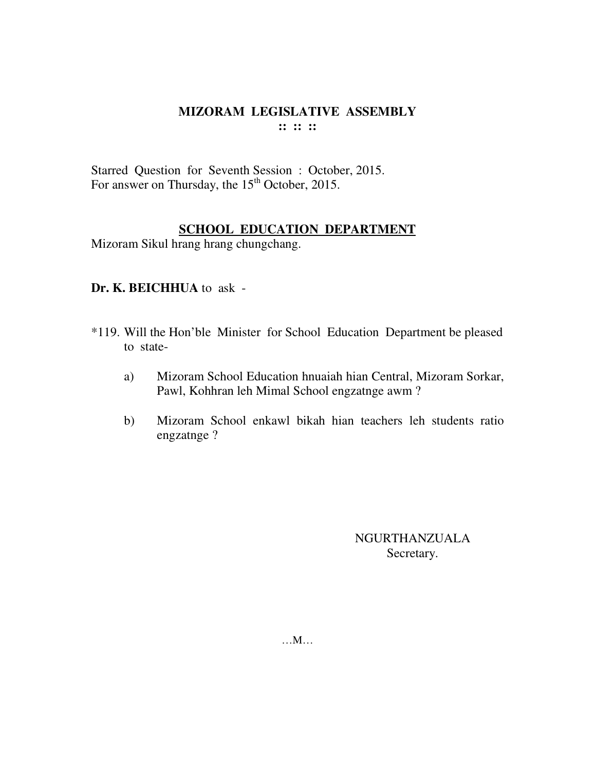# MIZORAM LEGISLATIVE ASSEMBLY

**:: :: ::**

Starred Question for Seventh Session : October, 2015.
For answer on Thursday, the 15th October, 2015.

## SCHOOL EDUCATION DEPARTMENT

Mizoram Sikul hrang hrang chungchang.

**Dr. K. BEICHHUA** to ask -

*119. Will the Hon'ble Minister for School Education Department be pleased to state-

a) Mizoram School Education hnuaiah hian Central, Mizoram Sorkar, Pawl, Kohhran leh Mimal School engzatnge awm ?

b) Mizoram School enkawl bikah hian teachers leh students ratio engzatnge ?

NGURTHANZUALA
Secretary.

…M…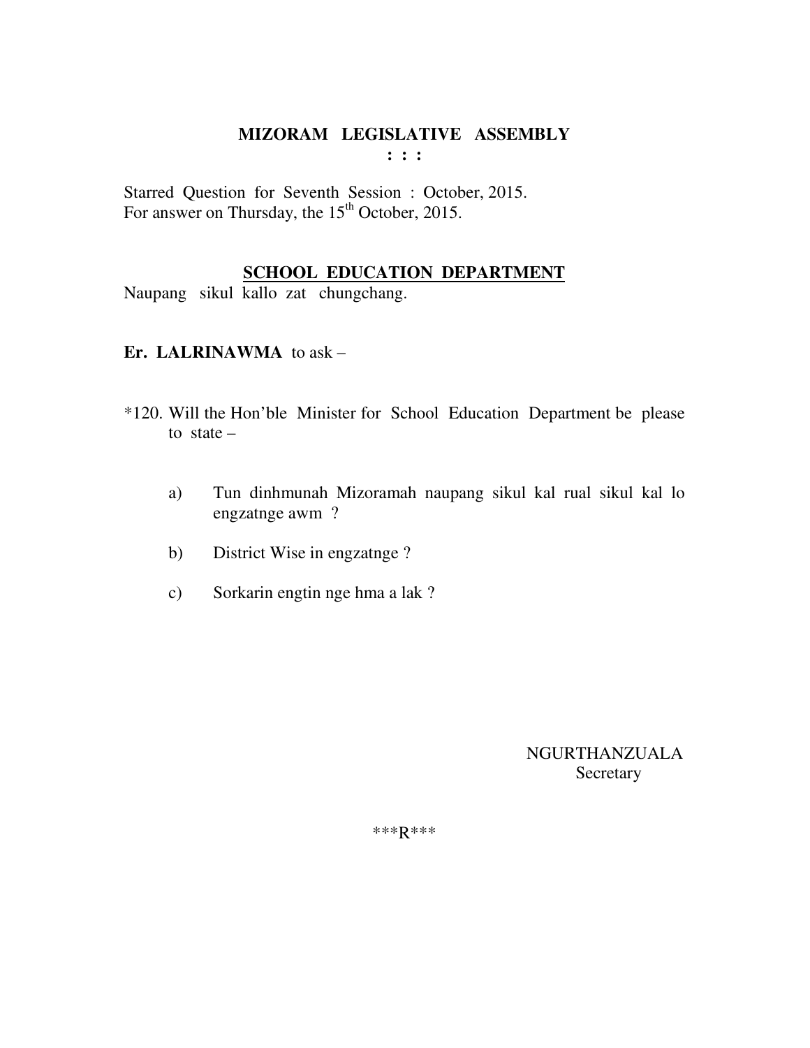# MIZORAM LEGISLATIVE ASSEMBLY

: : :

Starred Question for Seventh Session : October, 2015.
For answer on Thursday, the 15th October, 2015.

## SCHOOL EDUCATION DEPARTMENT

Naupang sikul kallo zat chungchang.

**Er. LALRINAWMA** to ask –

*120. Will the Hon'ble Minister for School Education Department be please to state –

a) Tun dinhmunah Mizoramah naupang sikul kal rual sikul kal lo engzatnge awm ?

b) District Wise in engzatnge ?

c) Sorkarin engtin nge hma a lak ?

NGURTHANZUALA
Secretary

***R***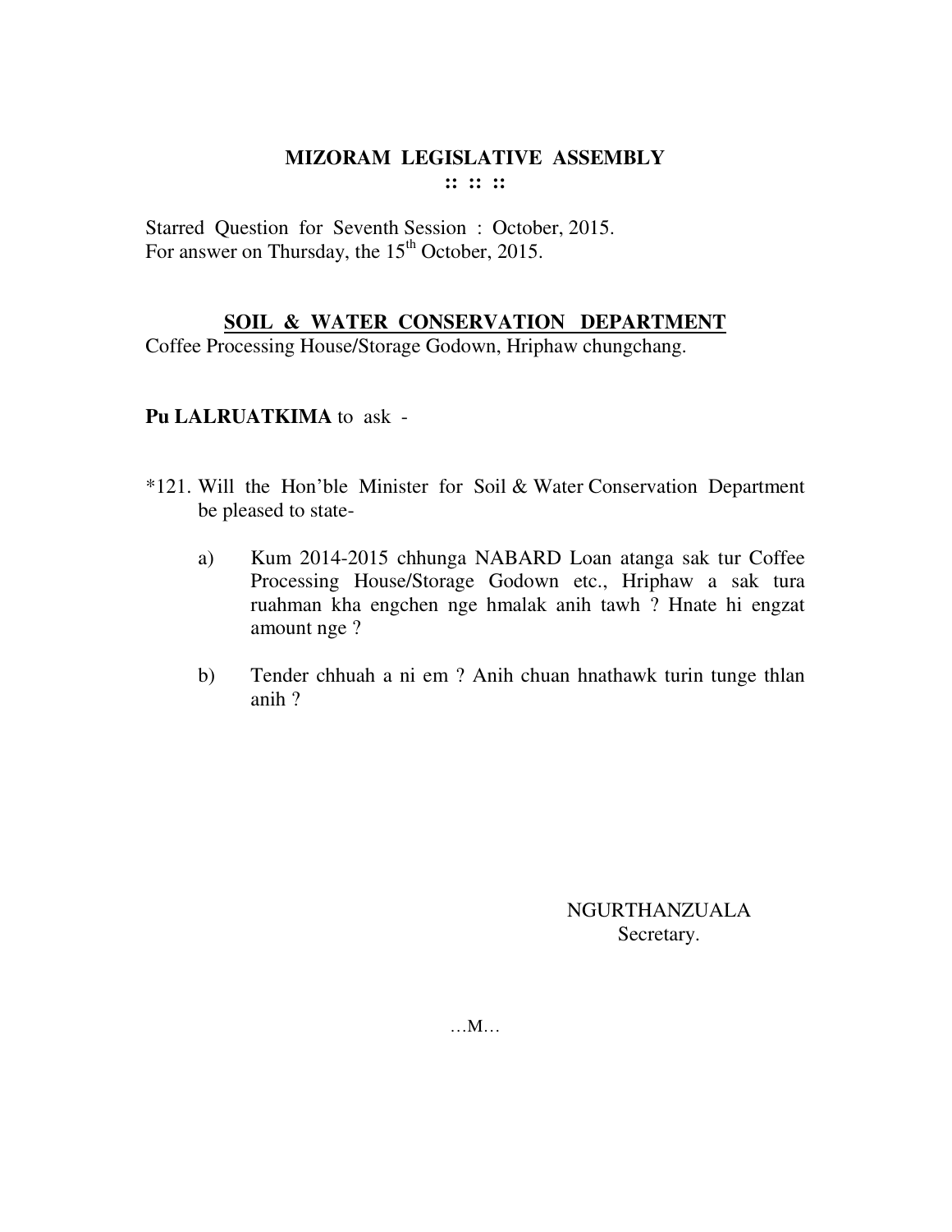# MIZORAM LEGISLATIVE ASSEMBLY

:: :: ::

Starred Question for Seventh Session : October, 2015.
For answer on Thursday, the 15th October, 2015.

## SOIL & WATER CONSERVATION DEPARTMENT

Coffee Processing House/Storage Godown, Hriphaw chungchang.

**Pu LALRUATKIMA** to ask -

*121. Will the Hon'ble Minister for Soil & Water Conservation Department be pleased to state-

a) Kum 2014-2015 chhunga NABARD Loan atanga sak tur Coffee Processing House/Storage Godown etc., Hriphaw a sak tura ruahman kha engchen nge hmalak anih tawh ? Hnate hi engzat amount nge ?

b) Tender chhuah a ni em ? Anih chuan hnathawk turin tunge thlan anih ?

NGURTHANZUALA
Secretary.

…M…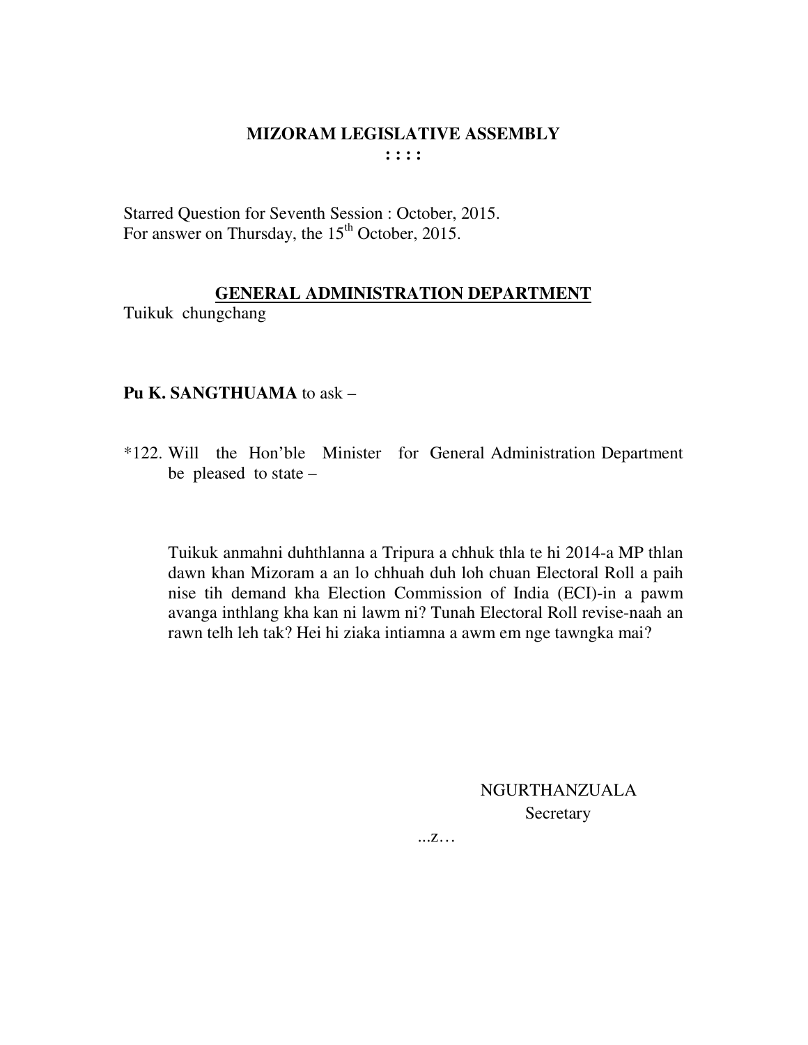# MIZORAM LEGISLATIVE ASSEMBLY

**: : : :**

Starred Question for Seventh Session : October, 2015.
For answer on Thursday, the 15th October, 2015.

## GENERAL ADMINISTRATION DEPARTMENT

Tuikuk chungchang

**Pu K. SANGTHUAMA** to ask –

*122. Will the Hon'ble Minister for General Administration Department be pleased to state –

Tuikuk anmahni duhthlanna a Tripura a chhuk thla te hi 2014-a MP thlan dawn khan Mizoram a an lo chhuah duh loh chuan Electoral Roll a paih nise tih demand kha Election Commission of India (ECI)-in a pawm avanga inthlang kha kan ni lawm ni? Tunah Electoral Roll revise-naah an rawn telh leh tak? Hei hi ziaka intiamna a awm em nge tawngka mai?

NGURTHANZUALA
Secretary

...z…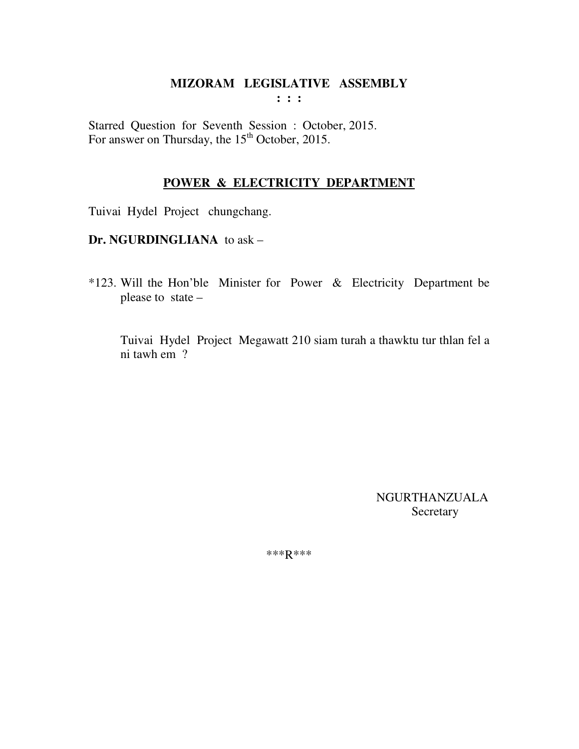# MIZORAM LEGISLATIVE ASSEMBLY

**: : :**

Starred Question for Seventh Session : October, 2015.
For answer on Thursday, the 15th October, 2015.

## POWER & ELECTRICITY DEPARTMENT

Tuivai Hydel Project chungchang.

**Dr. NGURDINGLIANA** to ask –

*123. Will the Hon'ble Minister for Power & Electricity Department be please to state –

Tuivai Hydel Project Megawatt 210 siam turah a thawktu tur thlan fel a ni tawh em ?

NGURTHANZUALA
Secretary

***R***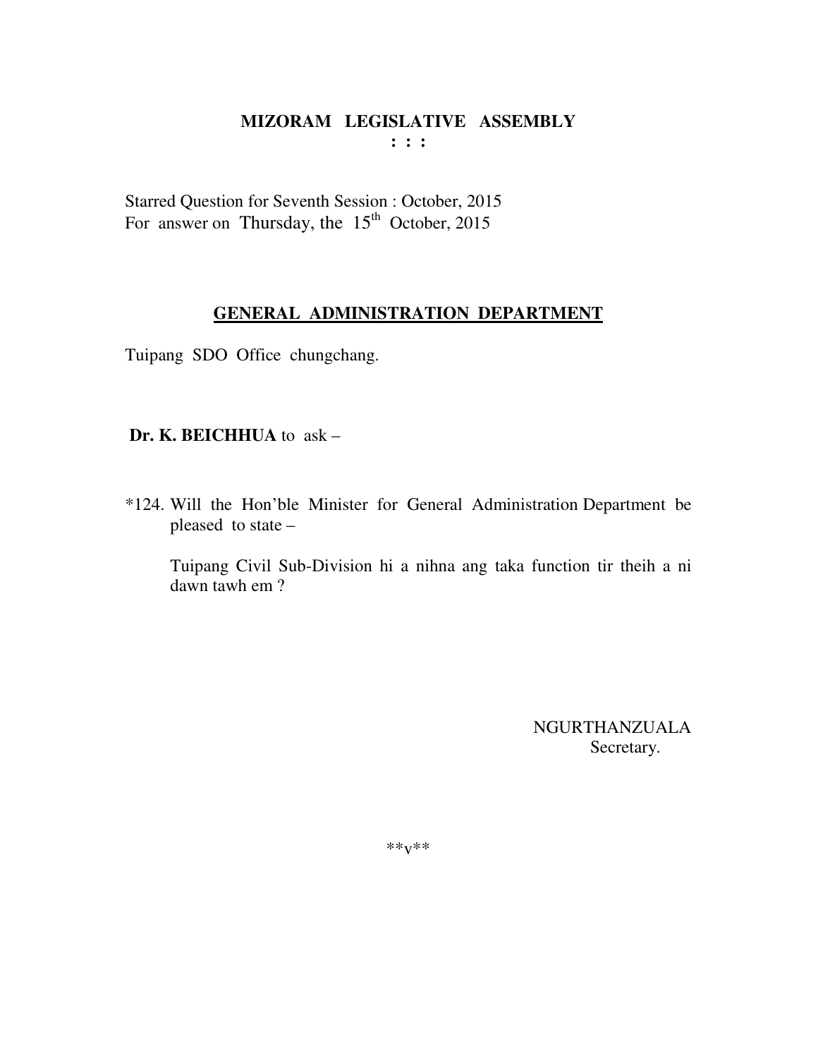# MIZORAM LEGISLATIVE ASSEMBLY

**: : :**

Starred Question for Seventh Session : October, 2015
For answer on Thursday, the 15th October, 2015

## GENERAL ADMINISTRATION DEPARTMENT

Tuipang SDO Office chungchang.

**Dr. K. BEICHHUA** to ask –

*124. Will the Hon'ble Minister for General Administration Department be pleased to state –

Tuipang Civil Sub-Division hi a nihna ang taka function tir theih a ni dawn tawh em ?

NGURTHANZUALA
Secretary.

**v**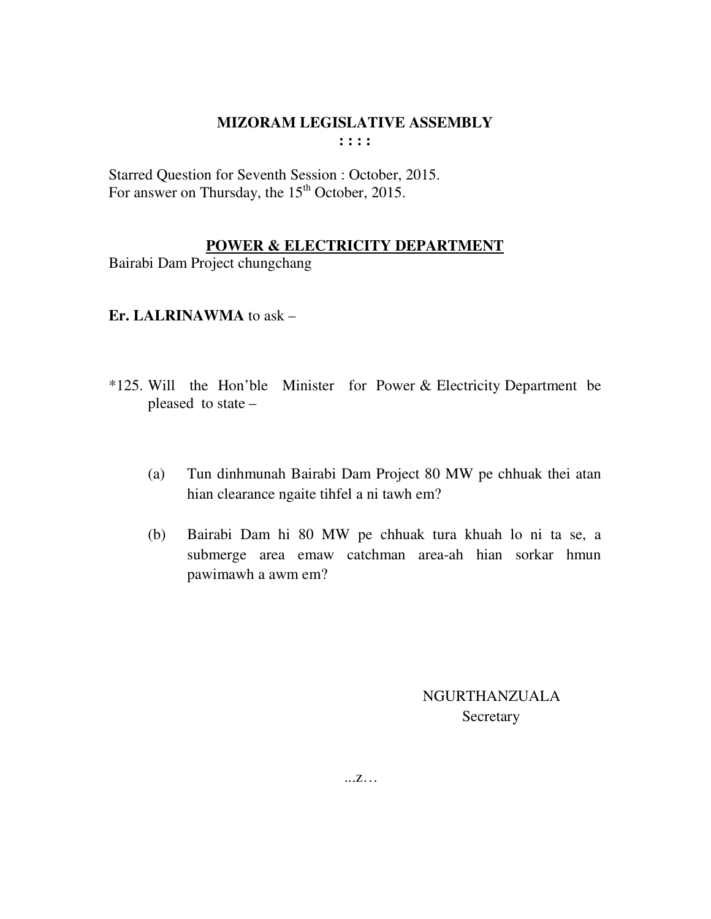# MIZORAM LEGISLATIVE ASSEMBLY

**: : : :**

Starred Question for Seventh Session : October, 2015.
For answer on Thursday, the 15th October, 2015.

## POWER & ELECTRICITY DEPARTMENT

Bairabi Dam Project chungchang

**Er. LALRINAWMA** to ask –

*125. Will the Hon'ble Minister for Power & Electricity Department be pleased to state –

(a) Tun dinhmunah Bairabi Dam Project 80 MW pe chhuak thei atan hian clearance ngaite tihfel a ni tawh em?

(b) Bairabi Dam hi 80 MW pe chhuak tura khuah lo ni ta se, a submerge area emaw catchman area-ah hian sorkar hmun pawimawh a awm em?

NGURTHANZUALA
Secretary

...z…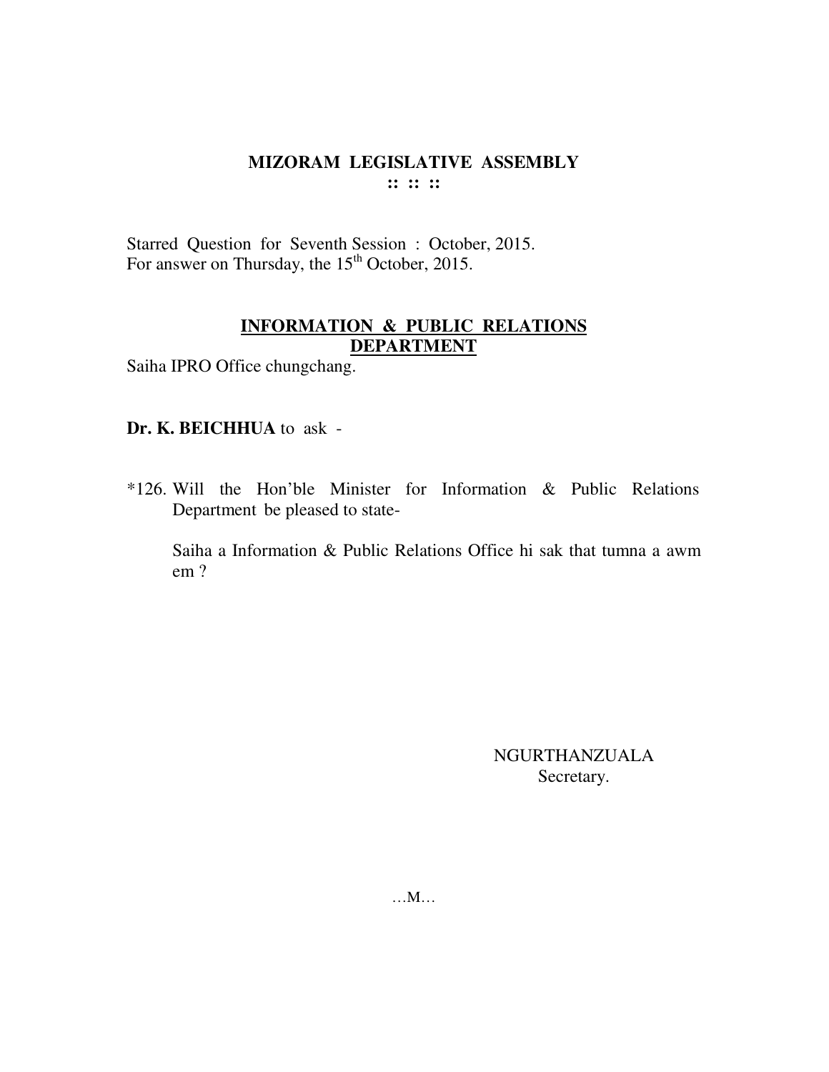# MIZORAM LEGISLATIVE ASSEMBLY

**:: :: ::**

Starred Question for Seventh Session : October, 2015.
For answer on Thursday, the 15th October, 2015.

## INFORMATION & PUBLIC RELATIONS DEPARTMENT

Saiha IPRO Office chungchang.

**Dr. K. BEICHHUA** to ask -

*126. Will the Hon'ble Minister for Information & Public Relations Department be pleased to state-

Saiha a Information & Public Relations Office hi sak that tumna a awm em ?

NGURTHANZUALA
Secretary.

…M…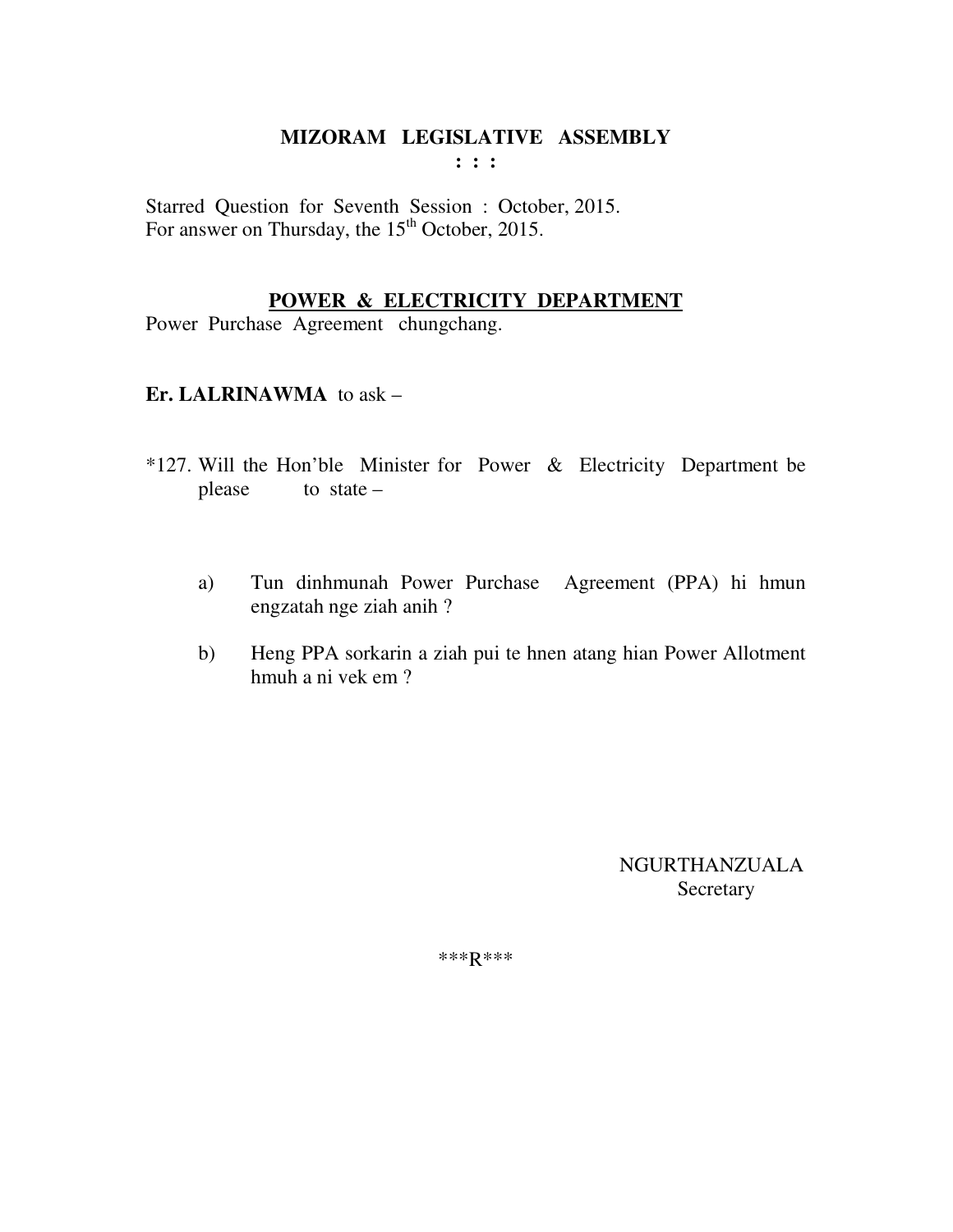# MIZORAM LEGISLATIVE ASSEMBLY

**: : :**

Starred Question for Seventh Session : October, 2015.
For answer on Thursday, the 15th October, 2015.

## POWER & ELECTRICITY DEPARTMENT

Power Purchase Agreement chungchang.

**Er. LALRINAWMA** to ask –

*127. Will the Hon'ble Minister for Power & Electricity Department be please to state –

a) Tun dinhmunah Power Purchase Agreement (PPA) hi hmun engzatah nge ziah anih ?

b) Heng PPA sorkarin a ziah pui te hnen atang hian Power Allotment hmuh a ni vek em ?

NGURTHANZUALA
Secretary

***R***